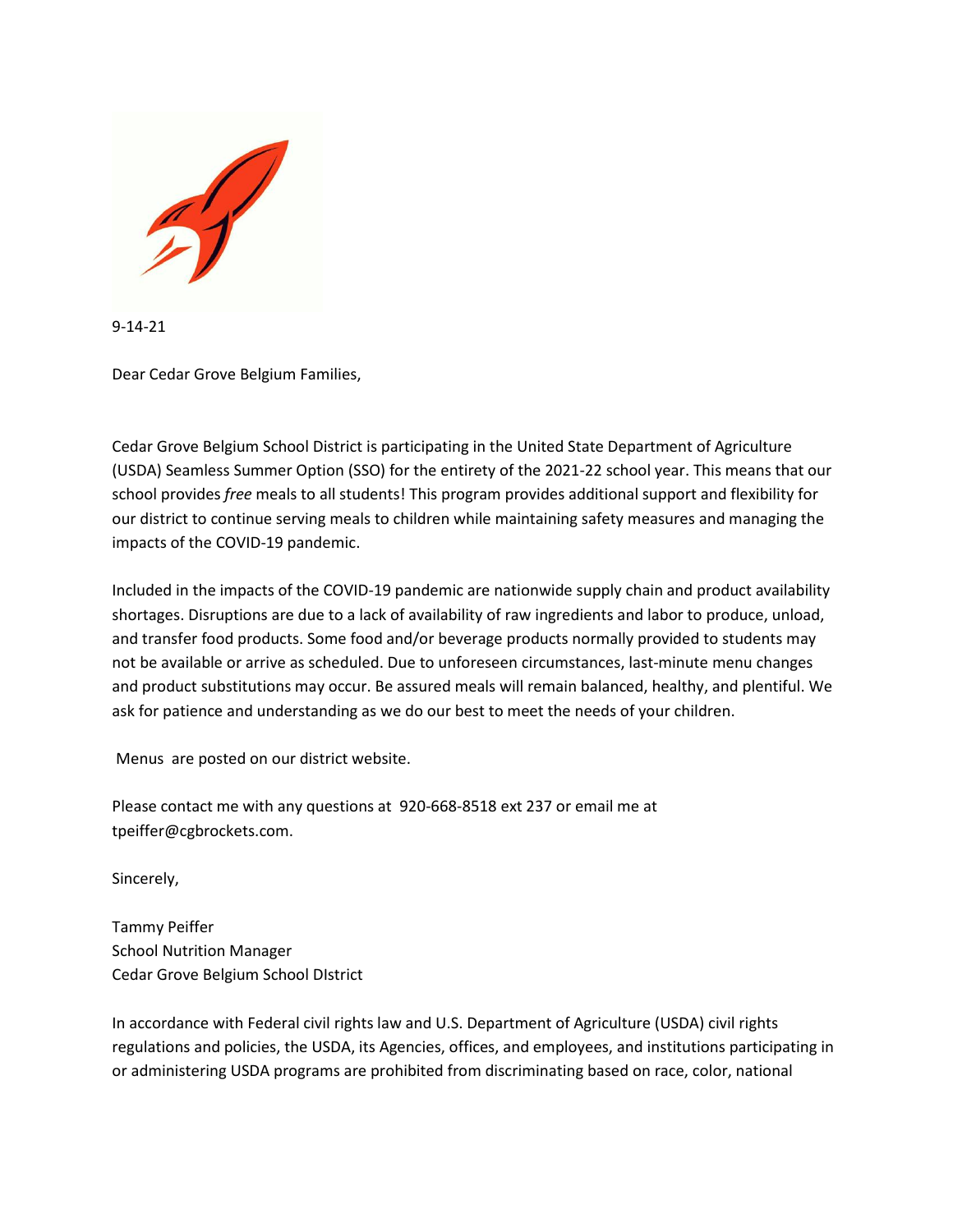9-14-21

Dear Cedar Grove Belgium Families,

Cedar Grove Belgium School District is participating in the United State Department of Agriculture (USDA) Seamless Summer Option (SSO) for the entirety of the 2021-22 school year. This means that our school provides *free* meals to all students! This program provides additional support and flexibility for our district to continue serving meals to children while maintaining safety measures and managing the impacts of the COVID-19 pandemic.

Included in the impacts of the COVID-19 pandemic are nationwide supply chain and product availability shortages. Disruptions are due to a lack of availability of raw ingredients and labor to produce, unload, and transfer food products. Some food and/or beverage products normally provided to students may not be available or arrive as scheduled. Due to unforeseen circumstances, last-minute menu changes and product substitutions may occur. Be assured meals will remain balanced, healthy, and plentiful. We ask for patience and understanding as we do our best to meet the needs of your children.

Menus are posted on our district website.

Please contact me with any questions at 920-668-8518 ext 237 or email me at tpeiffer@cgbrockets.com.

Sincerely,

Tammy Peiffer
School Nutrition Manager
Cedar Grove Belgium School DIstrict

In accordance with Federal civil rights law and U.S. Department of Agriculture (USDA) civil rights regulations and policies, the USDA, its Agencies, offices, and employees, and institutions participating in or administering USDA programs are prohibited from discriminating based on race, color, national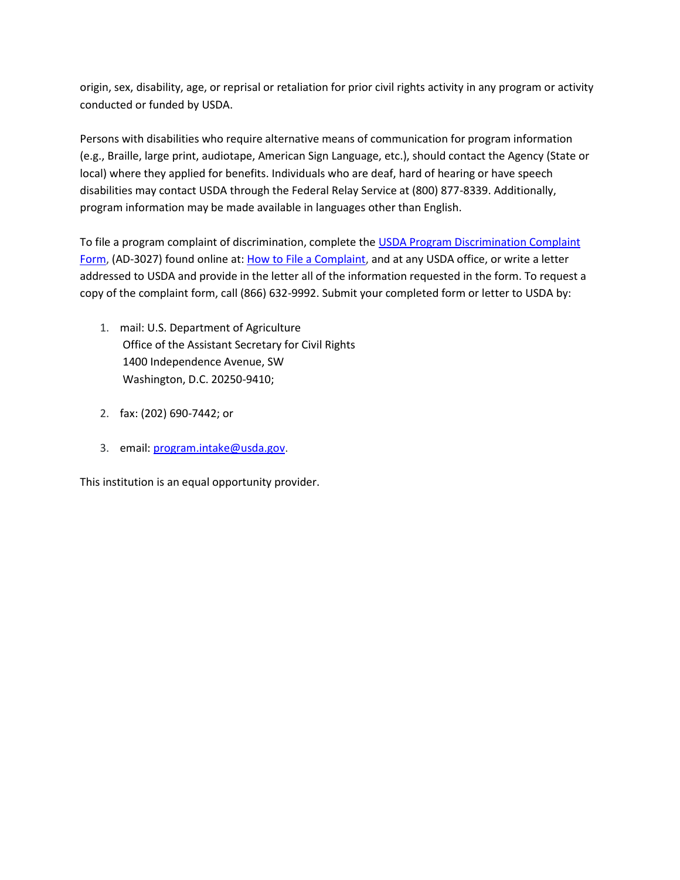origin, sex, disability, age, or reprisal or retaliation for prior civil rights activity in any program or activity conducted or funded by USDA.

Persons with disabilities who require alternative means of communication for program information (e.g., Braille, large print, audiotape, American Sign Language, etc.), should contact the Agency (State or local) where they applied for benefits. Individuals who are deaf, hard of hearing or have speech disabilities may contact USDA through the Federal Relay Service at (800) 877-8339. Additionally, program information may be made available in languages other than English.

To file a program complaint of discrimination, complete the [USDA Program Discrimination Complaint Form](), (AD-3027) found online at: [How to File a Complaint](), and at any USDA office, or write a letter addressed to USDA and provide in the letter all of the information requested in the form. To request a copy of the complaint form, call (866) 632-9992. Submit your completed form or letter to USDA by:

1. mail: U.S. Department of Agriculture
   Office of the Assistant Secretary for Civil Rights
   1400 Independence Avenue, SW
   Washington, D.C. 20250-9410;

2. fax: (202) 690-7442; or

3. email: program.intake@usda.gov.

This institution is an equal opportunity provider.